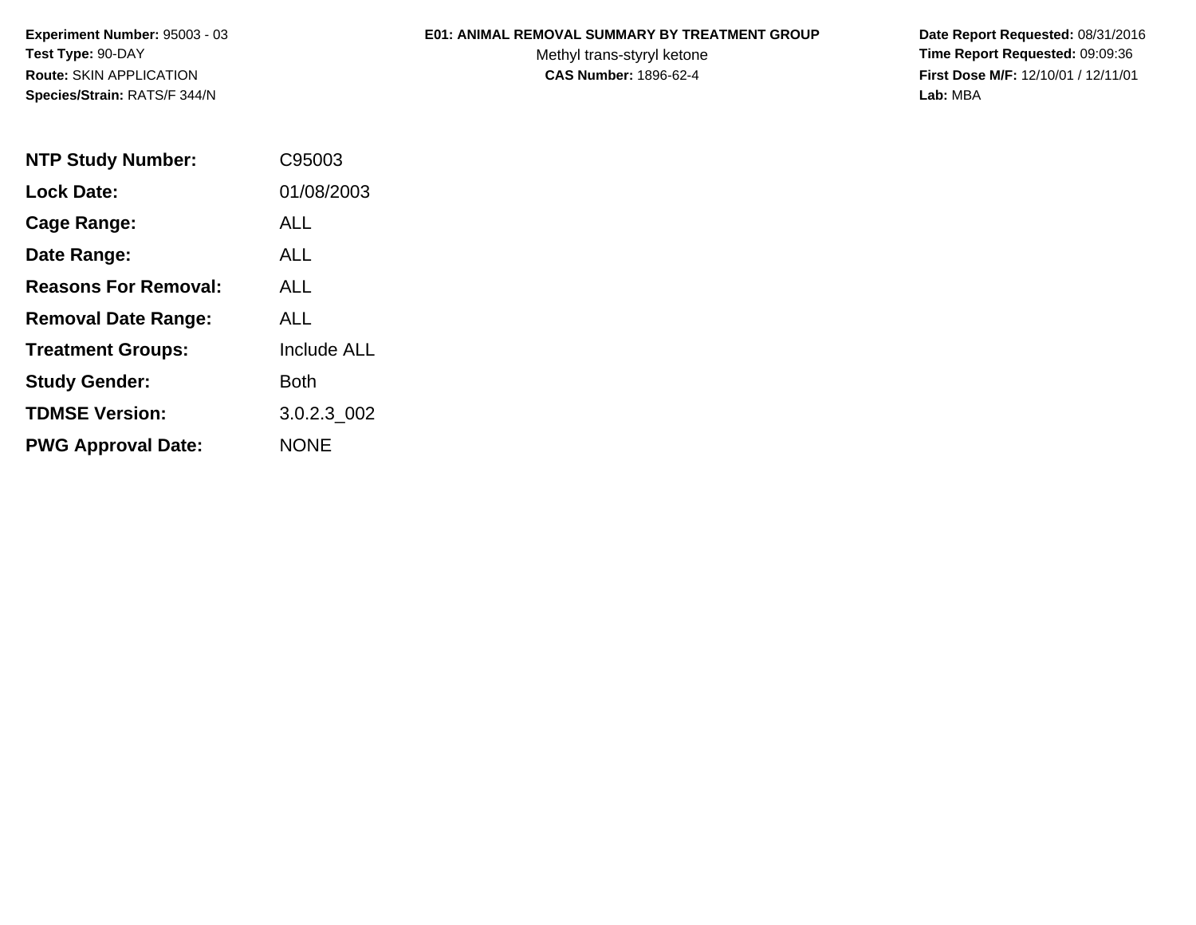**Experiment Number:** 95003 - 03
**Test Type:** 90-DAY
**Route:** SKIN APPLICATION
**Species/Strain:** RATS/F 344/N

**E01: ANIMAL REMOVAL SUMMARY BY TREATMENT GROUP**
Methyl trans-styryl ketone
**CAS Number:** 1896-62-4

**Date Report Requested:** 08/31/2016
**Time Report Requested:** 09:09:36
**First Dose M/F:** 12/10/01 / 12/11/01
**Lab:** MBA

| | |
|---|---|
| **NTP Study Number:** | C95003 |
| **Lock Date:** | 01/08/2003 |
| **Cage Range:** | ALL |
| **Date Range:** | ALL |
| **Reasons For Removal:** | ALL |
| **Removal Date Range:** | ALL |
| **Treatment Groups:** | Include ALL |
| **Study Gender:** | Both |
| **TDMSE Version:** | 3.0.2.3_002 |
| **PWG Approval Date:** | NONE |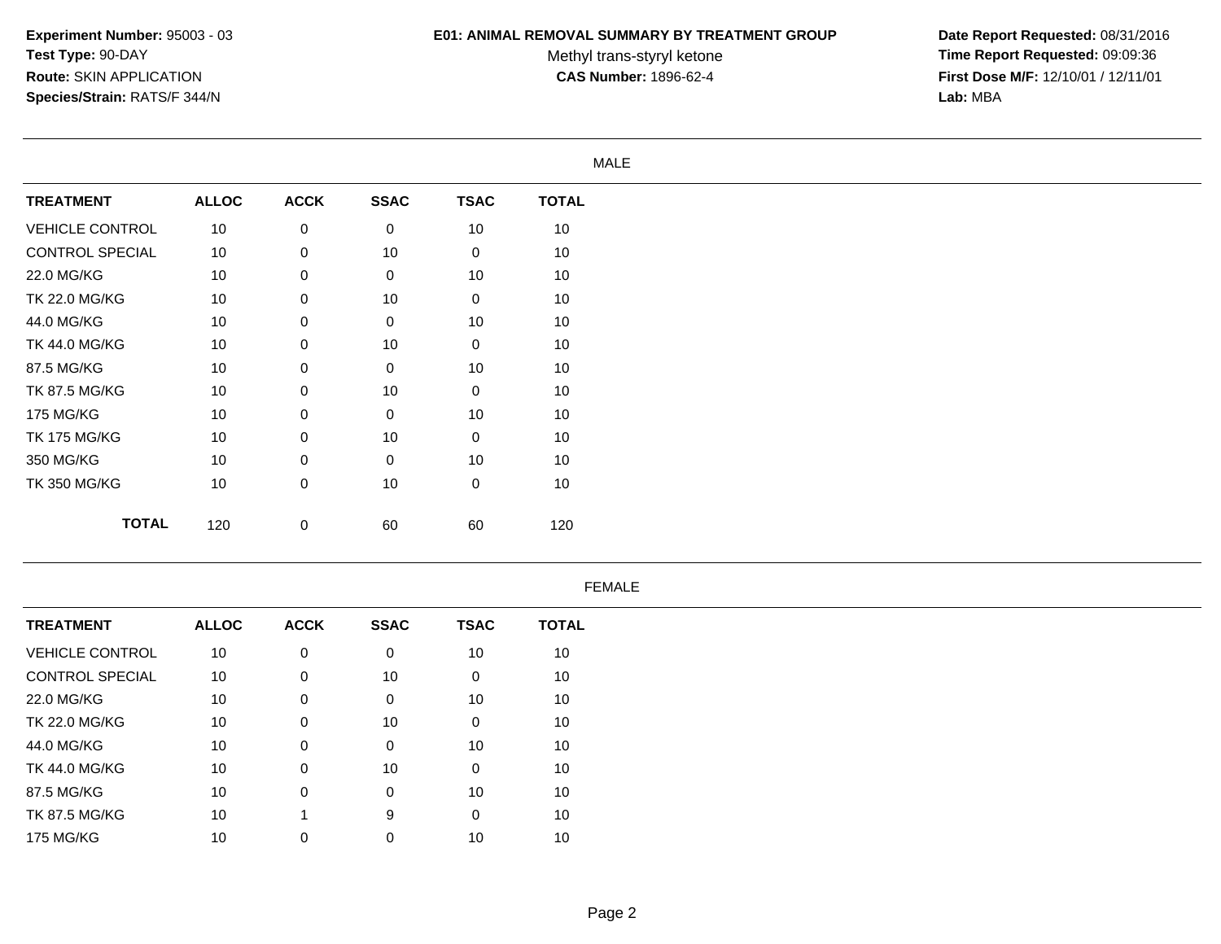**Experiment Number:** 95003 - 03
**Test Type:** 90-DAY
**Route:** SKIN APPLICATION
**Species/Strain:** RATS/F 344/N

**E01: ANIMAL REMOVAL SUMMARY BY TREATMENT GROUP**
Methyl trans-styryl ketone
**CAS Number:** 1896-62-4

**Date Report Requested:** 08/31/2016
**Time Report Requested:** 09:09:36
**First Dose M/F:** 12/10/01 / 12/11/01
**Lab:** MBA

MALE

| TREATMENT | ALLOC | ACCK | SSAC | TSAC | TOTAL |
|---|---|---|---|---|---|
| VEHICLE CONTROL | 10 | 0 | 0 | 10 | 10 |
| CONTROL SPECIAL | 10 | 0 | 10 | 0 | 10 |
| 22.0 MG/KG | 10 | 0 | 0 | 10 | 10 |
| TK 22.0 MG/KG | 10 | 0 | 10 | 0 | 10 |
| 44.0 MG/KG | 10 | 0 | 0 | 10 | 10 |
| TK 44.0 MG/KG | 10 | 0 | 10 | 0 | 10 |
| 87.5 MG/KG | 10 | 0 | 0 | 10 | 10 |
| TK 87.5 MG/KG | 10 | 0 | 10 | 0 | 10 |
| 175 MG/KG | 10 | 0 | 0 | 10 | 10 |
| TK 175 MG/KG | 10 | 0 | 10 | 0 | 10 |
| 350 MG/KG | 10 | 0 | 0 | 10 | 10 |
| TK 350 MG/KG | 10 | 0 | 10 | 0 | 10 |
| **TOTAL** | 120 | 0 | 60 | 60 | 120 |

FEMALE

| TREATMENT | ALLOC | ACCK | SSAC | TSAC | TOTAL |
|---|---|---|---|---|---|
| VEHICLE CONTROL | 10 | 0 | 0 | 10 | 10 |
| CONTROL SPECIAL | 10 | 0 | 10 | 0 | 10 |
| 22.0 MG/KG | 10 | 0 | 0 | 10 | 10 |
| TK 22.0 MG/KG | 10 | 0 | 10 | 0 | 10 |
| 44.0 MG/KG | 10 | 0 | 0 | 10 | 10 |
| TK 44.0 MG/KG | 10 | 0 | 10 | 0 | 10 |
| 87.5 MG/KG | 10 | 0 | 0 | 10 | 10 |
| TK 87.5 MG/KG | 10 | 1 | 9 | 0 | 10 |
| 175 MG/KG | 10 | 0 | 0 | 10 | 10 |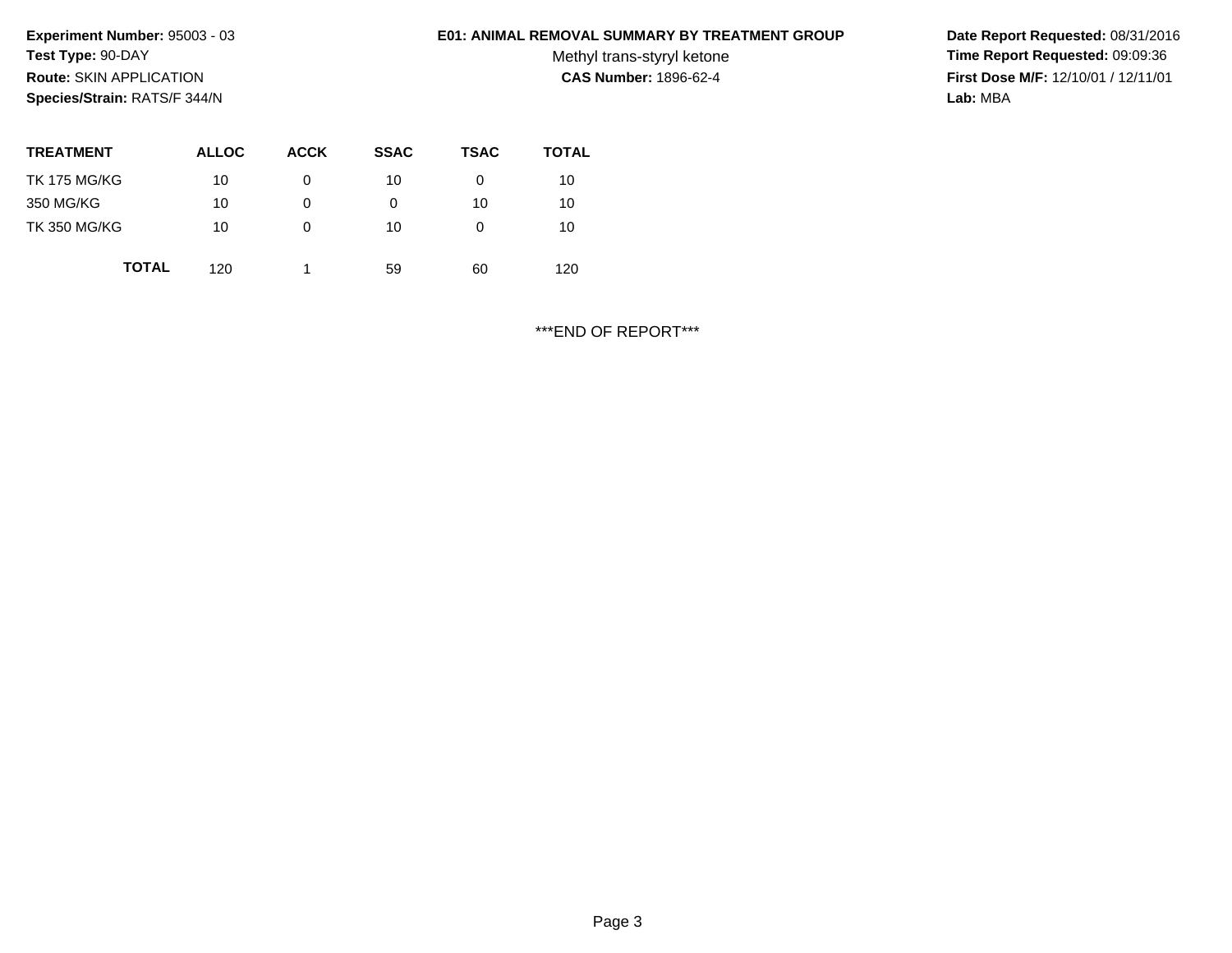**Experiment Number:** 95003 - 03
**Test Type:** 90-DAY
**Route:** SKIN APPLICATION
**Species/Strain:** RATS/F 344/N

**E01: ANIMAL REMOVAL SUMMARY BY TREATMENT GROUP**
Methyl trans-styryl ketone
**CAS Number:** 1896-62-4

**Date Report Requested:** 08/31/2016
**Time Report Requested:** 09:09:36
**First Dose M/F:** 12/10/01 / 12/11/01
**Lab:** MBA

| TREATMENT | ALLOC | ACCK | SSAC | TSAC | TOTAL |
|---|---|---|---|---|---|
| TK 175 MG/KG | 10 | 0 | 10 | 0 | 10 |
| 350 MG/KG | 10 | 0 | 0 | 10 | 10 |
| TK 350 MG/KG | 10 | 0 | 10 | 0 | 10 |
| **TOTAL** | 120 | 1 | 59 | 60 | 120 |

***END OF REPORT***